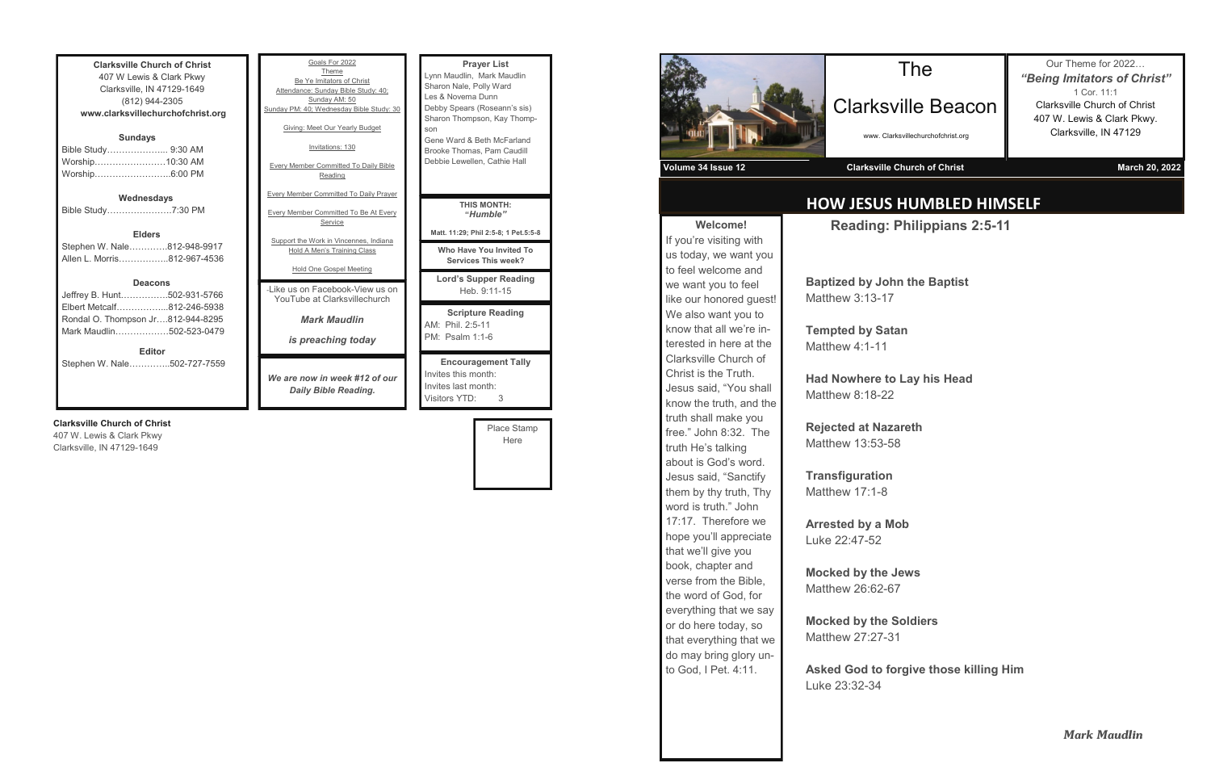**Clarksville Church of Christ**
407 W Lewis & Clark Pkwy
Clarksville, IN 47129-1649
(812) 944-2305
**www.clarksvillechurchofchrist.org**

**Sundays**

Bible Study………………... 9:30 AM
Worship……………………10:30 AM
Worship……………………..6:00 PM

**Wednesdays**

Bible Study………………….7:30 PM

**Elders**

Stephen W. Nale………….812-948-9917
Allen L. Morris……………..812-967-4536

**Deacons**

Jeffrey B. Hunt…………….502-931-5766
Elbert Metcalf……………...812-246-5938
Rondal O. Thompson Jr….812-944-8295
Mark Maudlin……………..502-523-0479

**Editor**

Stephen W. Nale………….502-727-7559

**Clarksville Church of Christ**
407 W. Lewis & Clark Pkwy
Clarksville, IN 47129-1649

Goals For 2022

Theme
Be Ye Imitators of Christ

Attendance: Sunday Bible Study: 40; Sunday AM: 50
Sunday PM: 40; Wednesday Bible Study: 30

Giving: Meet Our Yearly Budget

Invitations: 130

Every Member Committed To Daily Bible Reading

Every Member Committed To Daily Prayer

Every Member Committed To Be At Every Service

Support the Work in Vincennes, Indiana
Hold A Men's Training Class

Hold One Gospel Meeting

-Like us on Facebook-View us on YouTube at Clarksvillechurch

***Mark Maudlin***

***is preaching today***

***We are now in week #12 of our Daily Bible Reading.***

**Prayer List**

Lynn Maudlin, Mark Maudlin
Sharon Nale, Polly Ward
Les & Novema Dunn
Debby Spears (Roseann's sis)
Sharon Thompson, Kay Thompson
Gene Ward & Beth McFarland
Brooke Thomas, Pam Caudill
Debbie Lewellen, Cathie Hall

**THIS MONTH:**
***"Humble"***

**Matt. 11:29; Phil 2:5-8; 1 Pet.5:5-8**

**Who Have You Invited To Services This week?**

**Lord's Supper Reading**
Heb. 9:11-15

**Scripture Reading**
AM: Phil. 2:5-11
PM: Psalm 1:1-6

**Encouragement Tally**
Invites this month:
Invites last month:
Visitors YTD: 3

Place Stamp Here

# The Clarksville Beacon

www. Clarksvillechurchofchrist.org

Our Theme for 2022…
***"Being Imitators of Christ"***
1 Cor. 11:1
Clarksville Church of Christ
407 W. Lewis & Clark Pkwy.
Clarksville, IN 47129

**Volume 34 Issue 12** | **Clarksville Church of Christ** | **March 20, 2022**

**Welcome!**

If you're visiting with us today, we want you to feel welcome and we want you to feel like our honored guest! We also want you to know that all we're interested in here at the Clarksville Church of Christ is the Truth. Jesus said, "You shall know the truth, and the truth shall make you free." John 8:32. The truth He's talking about is God's word. Jesus said, "Sanctify them by thy truth, Thy word is truth." John 17:17. Therefore we hope you'll appreciate that we'll give you book, chapter and verse from the Bible, the word of God, for everything that we say or do here today, so that everything that we do may bring glory unto God, I Pet. 4:11.

## HOW JESUS HUMBLED HIMSELF

### Reading: Philippians 2:5-11

**Baptized by John the Baptist**
Matthew 3:13-17

**Tempted by Satan**
Matthew 4:1-11

**Had Nowhere to Lay his Head**
Matthew 8:18-22

**Rejected at Nazareth**
Matthew 13:53-58

**Transfiguration**
Matthew 17:1-8

**Arrested by a Mob**
Luke 22:47-52

**Mocked by the Jews**
Matthew 26:62-67

**Mocked by the Soldiers**
Matthew 27:27-31

**Asked God to forgive those killing Him**
Luke 23:32-34

***Mark Maudlin***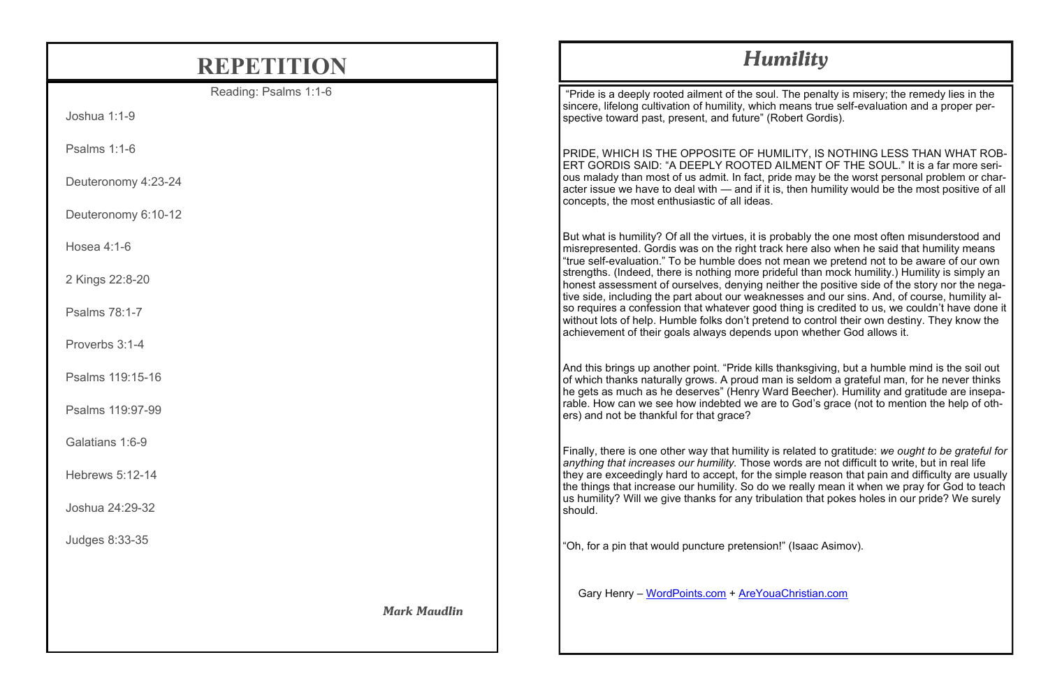# REPETITION

Reading: Psalms 1:1-6

Joshua 1:1-9

Psalms 1:1-6

Deuteronomy 4:23-24

Deuteronomy 6:10-12

Hosea 4:1-6

2 Kings 22:8-20

Psalms 78:1-7

Proverbs 3:1-4

Psalms 119:15-16

Psalms 119:97-99

Galatians 1:6-9

Hebrews 5:12-14

Joshua 24:29-32

Judges 8:33-35

***Mark Maudlin***

# *Humility*

"Pride is a deeply rooted ailment of the soul. The penalty is misery; the remedy lies in the sincere, lifelong cultivation of humility, which means true self-evaluation and a proper perspective toward past, present, and future" (Robert Gordis).

PRIDE, WHICH IS THE OPPOSITE OF HUMILITY, IS NOTHING LESS THAN WHAT ROBERT GORDIS SAID: "A DEEPLY ROOTED AILMENT OF THE SOUL." It is a far more serious malady than most of us admit. In fact, pride may be the worst personal problem or character issue we have to deal with — and if it is, then humility would be the most positive of all concepts, the most enthusiastic of all ideas.

But what is humility? Of all the virtues, it is probably the one most often misunderstood and misrepresented. Gordis was on the right track here also when he said that humility means "true self-evaluation." To be humble does not mean we pretend not to be aware of our own strengths. (Indeed, there is nothing more prideful than mock humility.) Humility is simply an honest assessment of ourselves, denying neither the positive side of the story nor the negative side, including the part about our weaknesses and our sins. And, of course, humility also requires a confession that whatever good thing is credited to us, we couldn't have done it without lots of help. Humble folks don't pretend to control their own destiny. They know the achievement of their goals always depends upon whether God allows it.

And this brings up another point. "Pride kills thanksgiving, but a humble mind is the soil out of which thanks naturally grows. A proud man is seldom a grateful man, for he never thinks he gets as much as he deserves" (Henry Ward Beecher). Humility and gratitude are inseparable. How can we see how indebted we are to God's grace (not to mention the help of others) and not be thankful for that grace?

Finally, there is one other way that humility is related to gratitude: *we ought to be grateful for anything that increases our humility.* Those words are not difficult to write, but in real life they are exceedingly hard to accept, for the simple reason that pain and difficulty are usually the things that increase our humility. So do we really mean it when we pray for God to teach us humility? Will we give thanks for any tribulation that pokes holes in our pride? We surely should.

"Oh, for a pin that would puncture pretension!" (Isaac Asimov).

Gary Henry – WordPoints.com + AreYouaChristian.com